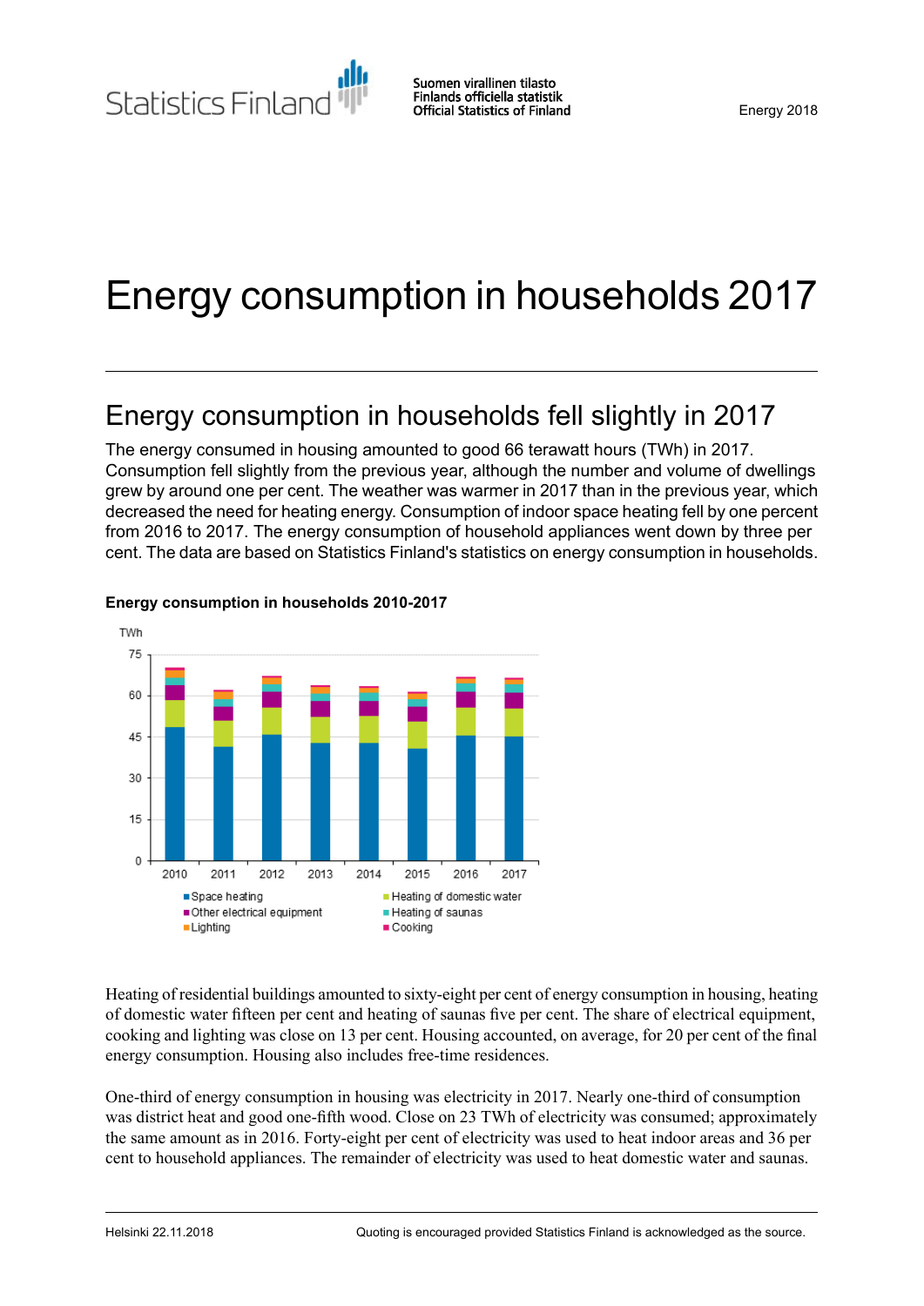Statistics Finland

Suomen virallinen tilasto
Finlands officiella statistik
Official Statistics of Finland

Energy 2018

# Energy consumption in households 2017

## Energy consumption in households fell slightly in 2017

The energy consumed in housing amounted to good 66 terawatt hours (TWh) in 2017. Consumption fell slightly from the previous year, although the number and volume of dwellings grew by around one per cent. The weather was warmer in 2017 than in the previous year, which decreased the need for heating energy. Consumption of indoor space heating fell by one percent from 2016 to 2017. The energy consumption of household appliances went down by three per cent. The data are based on Statistics Finland's statistics on energy consumption in households.

**Energy consumption in households 2010-2017**

Heating of residential buildings amounted to sixty-eight per cent of energy consumption in housing, heating of domestic water fifteen per cent and heating of saunas five per cent. The share of electrical equipment, cooking and lighting was close on 13 per cent. Housing accounted, on average, for 20 per cent of the final energy consumption. Housing also includes free-time residences.

One-third of energy consumption in housing was electricity in 2017. Nearly one-third of consumption was district heat and good one-fifth wood. Close on 23 TWh of electricity was consumed; approximately the same amount as in 2016. Forty-eight per cent of electricity was used to heat indoor areas and 36 per cent to household appliances. The remainder of electricity was used to heat domestic water and saunas.

Helsinki 22.11.2018

Quoting is encouraged provided Statistics Finland is acknowledged as the source.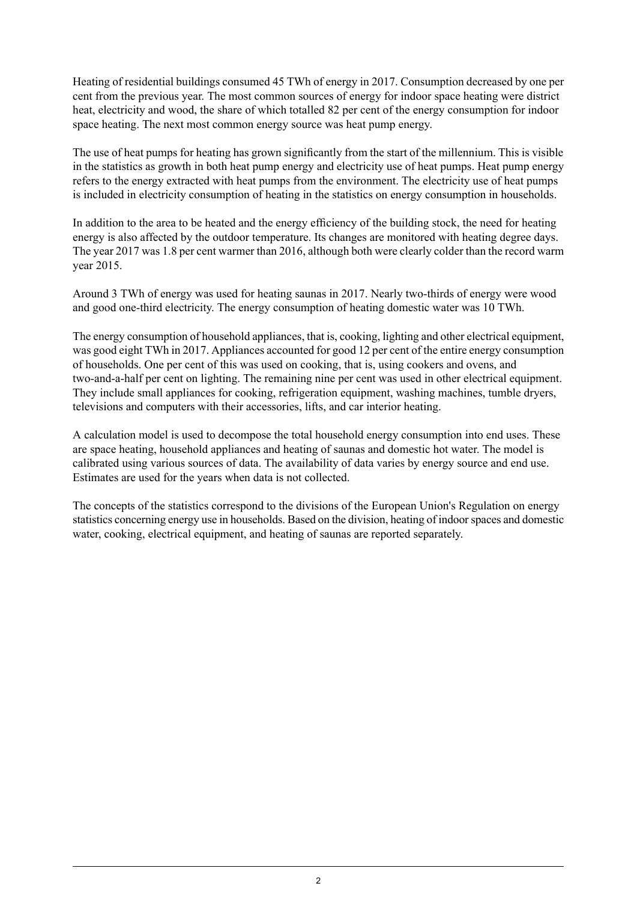Heating of residential buildings consumed 45 TWh of energy in 2017. Consumption decreased by one per cent from the previous year. The most common sources of energy for indoor space heating were district heat, electricity and wood, the share of which totalled 82 per cent of the energy consumption for indoor space heating. The next most common energy source was heat pump energy.

The use of heat pumps for heating has grown significantly from the start of the millennium. This is visible in the statistics as growth in both heat pump energy and electricity use of heat pumps. Heat pump energy refers to the energy extracted with heat pumps from the environment. The electricity use of heat pumps is included in electricity consumption of heating in the statistics on energy consumption in households.

In addition to the area to be heated and the energy efficiency of the building stock, the need for heating energy is also affected by the outdoor temperature. Its changes are monitored with heating degree days. The year 2017 was 1.8 per cent warmer than 2016, although both were clearly colder than the record warm year 2015.

Around 3 TWh of energy was used for heating saunas in 2017. Nearly two-thirds of energy were wood and good one-third electricity. The energy consumption of heating domestic water was 10 TWh.

The energy consumption of household appliances, that is, cooking, lighting and other electrical equipment, was good eight TWh in 2017. Appliances accounted for good 12 per cent of the entire energy consumption of households. One per cent of this was used on cooking, that is, using cookers and ovens, and two-and-a-half per cent on lighting. The remaining nine per cent was used in other electrical equipment. They include small appliances for cooking, refrigeration equipment, washing machines, tumble dryers, televisions and computers with their accessories, lifts, and car interior heating.

A calculation model is used to decompose the total household energy consumption into end uses. These are space heating, household appliances and heating of saunas and domestic hot water. The model is calibrated using various sources of data. The availability of data varies by energy source and end use. Estimates are used for the years when data is not collected.

The concepts of the statistics correspond to the divisions of the European Union's Regulation on energy statistics concerning energy use in households. Based on the division, heating of indoor spaces and domestic water, cooking, electrical equipment, and heating of saunas are reported separately.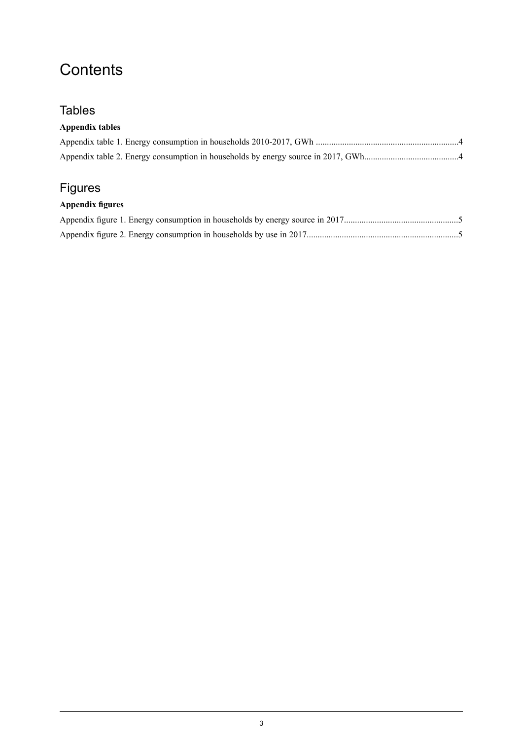# Contents

## Tables

**Appendix tables**

Appendix table 1. Energy consumption in households 2010-2017, GWh ................................................................4

Appendix table 2. Energy consumption in households by energy source in 2017, GWh..........................................4

## Figures

**Appendix figures**

Appendix figure 1. Energy consumption in households by energy source in 2017...................................................5

Appendix figure 2. Energy consumption in households by use in 2017....................................................................5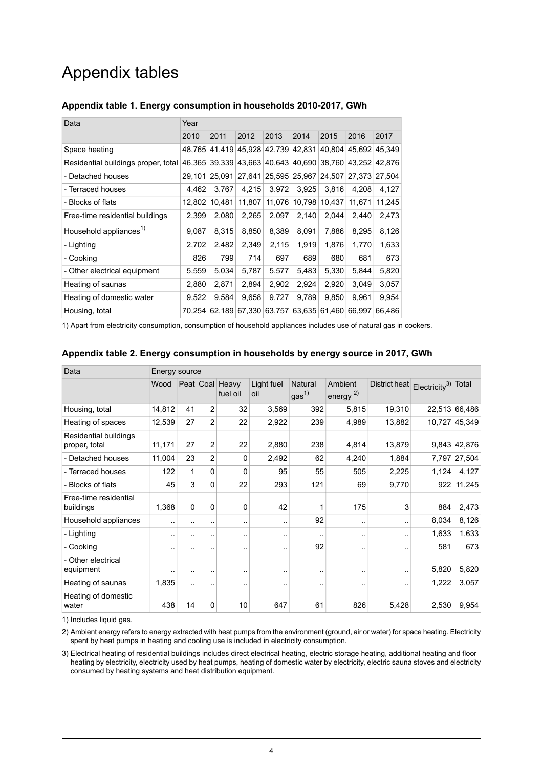# Appendix tables

### Appendix table 1. Energy consumption in households 2010-2017, GWh

| Data | Year | | | | | | | |
|---|---|---|---|---|---|---|---|---|
| | 2010 | 2011 | 2012 | 2013 | 2014 | 2015 | 2016 | 2017 |
| Space heating | 48,765 | 41,419 | 45,928 | 42,739 | 42,831 | 40,804 | 45,692 | 45,349 |
| Residential buildings proper, total | 46,365 | 39,339 | 43,663 | 40,643 | 40,690 | 38,760 | 43,252 | 42,876 |
| - Detached houses | 29,101 | 25,091 | 27,641 | 25,595 | 25,967 | 24,507 | 27,373 | 27,504 |
| - Terraced houses | 4,462 | 3,767 | 4,215 | 3,972 | 3,925 | 3,816 | 4,208 | 4,127 |
| - Blocks of flats | 12,802 | 10,481 | 11,807 | 11,076 | 10,798 | 10,437 | 11,671 | 11,245 |
| Free-time residential buildings | 2,399 | 2,080 | 2,265 | 2,097 | 2,140 | 2,044 | 2,440 | 2,473 |
| Household appliances[1] | 9,087 | 8,315 | 8,850 | 8,389 | 8,091 | 7,886 | 8,295 | 8,126 |
| - Lighting | 2,702 | 2,482 | 2,349 | 2,115 | 1,919 | 1,876 | 1,770 | 1,633 |
| - Cooking | 826 | 799 | 714 | 697 | 689 | 680 | 681 | 673 |
| - Other electrical equipment | 5,559 | 5,034 | 5,787 | 5,577 | 5,483 | 5,330 | 5,844 | 5,820 |
| Heating of saunas | 2,880 | 2,871 | 2,894 | 2,902 | 2,924 | 2,920 | 3,049 | 3,057 |
| Heating of domestic water | 9,522 | 9,584 | 9,658 | 9,727 | 9,789 | 9,850 | 9,961 | 9,954 |
| Housing, total | 70,254 | 62,189 | 67,330 | 63,757 | 63,635 | 61,460 | 66,997 | 66,486 |

1) Apart from electricity consumption, consumption of household appliances includes use of natural gas in cookers.

### Appendix table 2. Energy consumption in households by energy source in 2017, GWh

| Data | Energy source | | | | | | | | | |
|---|---|---|---|---|---|---|---|---|---|---|
| | Wood | Peat | Coal | Heavy fuel oil | Light fuel oil | Natural gas[1] | Ambient energy[2] | District heat | Electricity[3] | Total |
| Housing, total | 14,812 | 41 | 2 | 32 | 3,569 | 392 | 5,815 | 19,310 | 22,513 | 66,486 |
| Heating of spaces | 12,539 | 27 | 2 | 22 | 2,922 | 239 | 4,989 | 13,882 | 10,727 | 45,349 |
| Residential buildings proper, total | 11,171 | 27 | 2 | 22 | 2,880 | 238 | 4,814 | 13,879 | 9,843 | 42,876 |
| - Detached houses | 11,004 | 23 | 2 | 0 | 2,492 | 62 | 4,240 | 1,884 | 7,797 | 27,504 |
| - Terraced houses | 122 | 1 | 0 | 0 | 95 | 55 | 505 | 2,225 | 1,124 | 4,127 |
| - Blocks of flats | 45 | 3 | 0 | 22 | 293 | 121 | 69 | 9,770 | 922 | 11,245 |
| Free-time residential buildings | 1,368 | 0 | 0 | 0 | 42 | 1 | 175 | 3 | 884 | 2,473 |
| Household appliances | .. | .. | .. | .. | .. | 92 | .. | .. | 8,034 | 8,126 |
| - Lighting | .. | .. | .. | .. | .. | .. | .. | .. | 1,633 | 1,633 |
| - Cooking | .. | .. | .. | .. | .. | 92 | .. | .. | 581 | 673 |
| - Other electrical equipment | .. | .. | .. | .. | .. | .. | .. | .. | 5,820 | 5,820 |
| Heating of saunas | 1,835 | .. | .. | .. | .. | .. | .. | .. | 1,222 | 3,057 |
| Heating of domestic water | 438 | 14 | 0 | 10 | 647 | 61 | 826 | 5,428 | 2,530 | 9,954 |

1) Includes liquid gas.

2) Ambient energy refers to energy extracted with heat pumps from the environment (ground, air or water) for space heating. Electricity spent by heat pumps in heating and cooling use is included in electricity consumption.

3) Electrical heating of residential buildings includes direct electrical heating, electric storage heating, additional heating and floor heating by electricity, electricity used by heat pumps, heating of domestic water by electricity, electric sauna stoves and electricity consumed by heating systems and heat distribution equipment.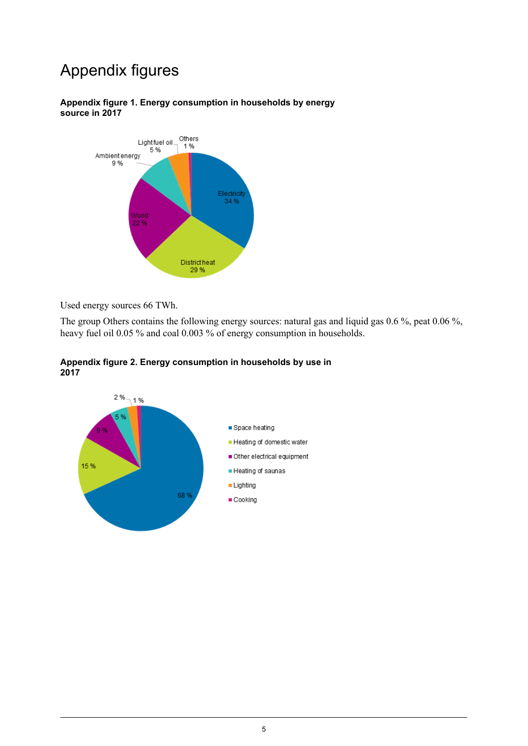# Appendix figures

**Appendix figure 1. Energy consumption in households by energy source in 2017**

Used energy sources 66 TWh.

The group Others contains the following energy sources: natural gas and liquid gas 0.6 %, peat 0.06 %, heavy fuel oil 0.05 % and coal 0.003 % of energy consumption in households.

**Appendix figure 2. Energy consumption in households by use in 2017**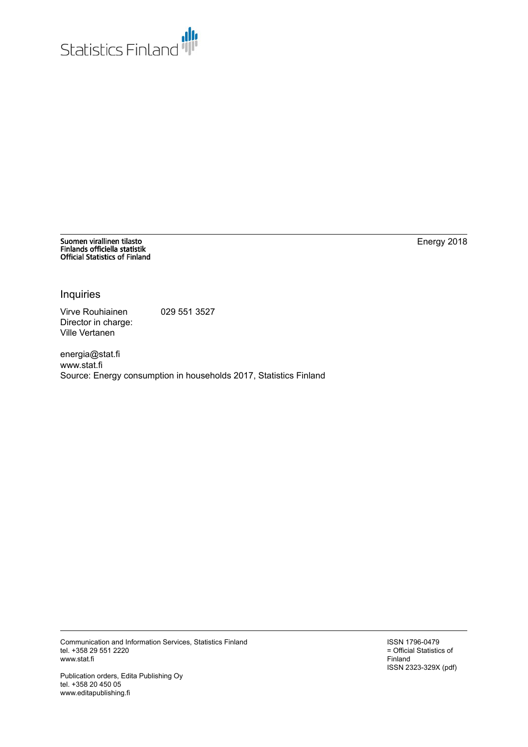Statistics Finland

Suomen virallinen tilasto
Finlands officiella statistik
Official Statistics of Finland

Energy 2018

## Inquiries

Virve Rouhiainen 029 551 3527
Director in charge:
Ville Vertanen

energia@stat.fi
www.stat.fi
Source: Energy consumption in households 2017, Statistics Finland

Communication and Information Services, Statistics Finland
tel. +358 29 551 2220
www.stat.fi

Publication orders, Edita Publishing Oy
tel. +358 20 450 05
www.editapublishing.fi

ISSN 1796-0479
= Official Statistics of Finland
ISSN 2323-329X (pdf)